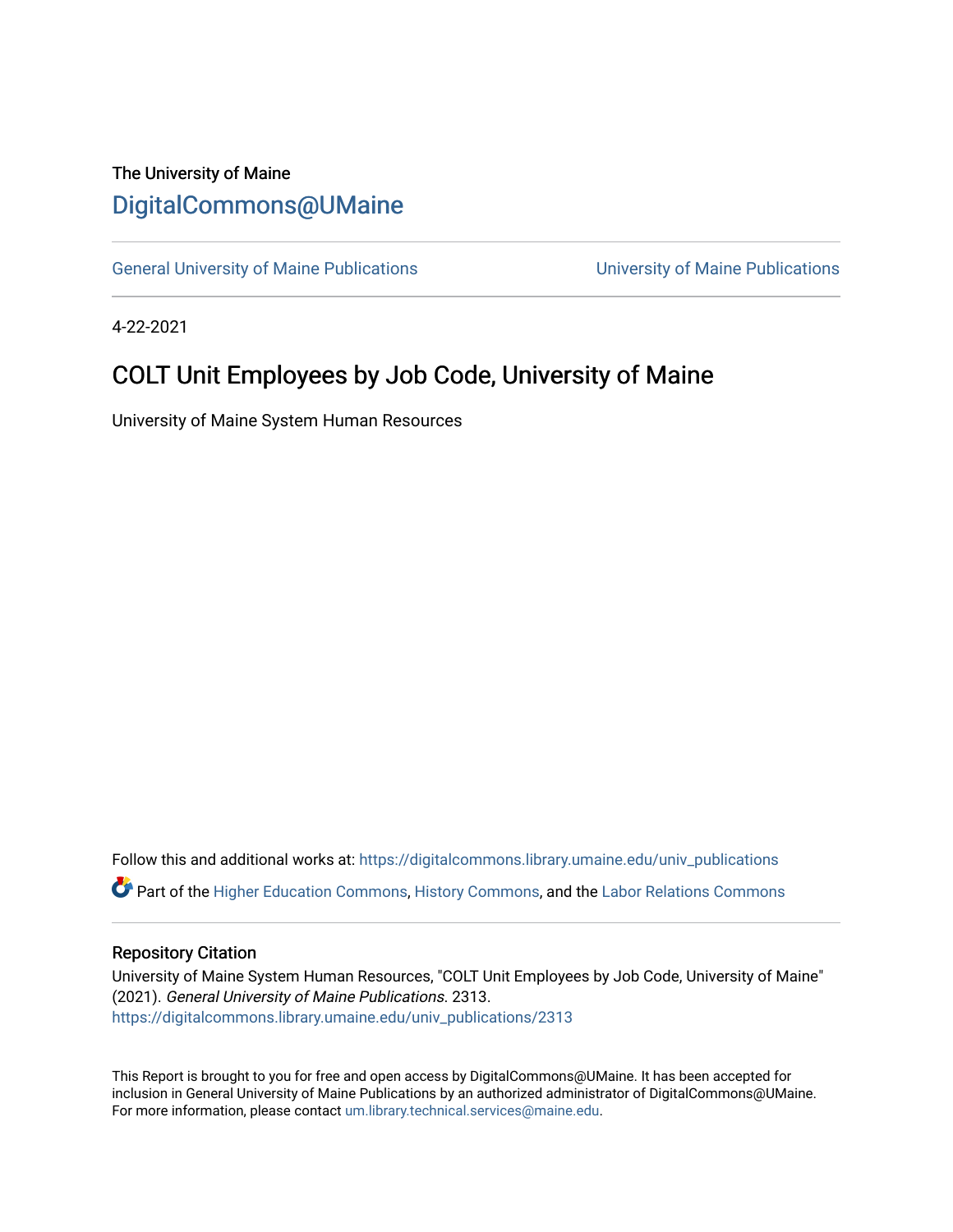The University of Maine

# DigitalCommons@UMaine

General University of Maine Publications | University of Maine Publications

4-22-2021

## COLT Unit Employees by Job Code, University of Maine

University of Maine System Human Resources

Follow this and additional works at: https://digitalcommons.library.umaine.edu/univ_publications

Part of the Higher Education Commons, History Commons, and the Labor Relations Commons

### Repository Citation

University of Maine System Human Resources, "COLT Unit Employees by Job Code, University of Maine" (2021). *General University of Maine Publications*. 2313.
https://digitalcommons.library.umaine.edu/univ_publications/2313

This Report is brought to you for free and open access by DigitalCommons@UMaine. It has been accepted for inclusion in General University of Maine Publications by an authorized administrator of DigitalCommons@UMaine. For more information, please contact um.library.technical.services@maine.edu.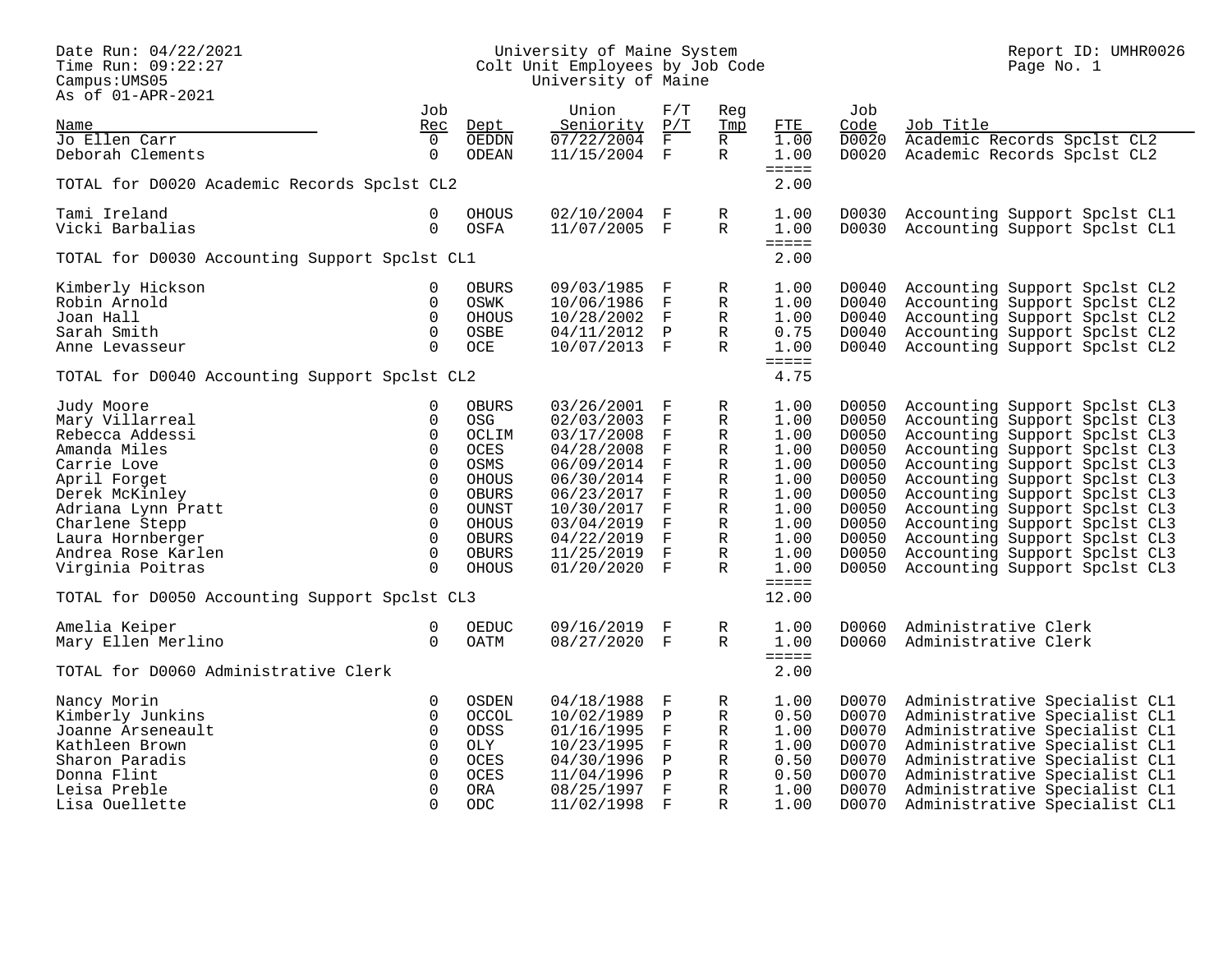Date Run: 04/22/2021
Time Run: 09:22:27
Campus:UMS05
As of 01-APR-2021

University of Maine System
Colt Unit Employees by Job Code
University of Maine

Report ID: UMHR0026

| Name | Job Rec | Dept | Union Seniority | F/T P/T | Reg Tmp | FTE | Job Code | Job Title |
|---|---|---|---|---|---|---|---|---|
| Jo Ellen Carr | 0 | OEDDN | 07/22/2004 | F | R | 1.00 | D0020 | Academic Records Spclst CL2 |
| Deborah Clements | 0 | ODEAN | 11/15/2004 | F | R | 1.00 | D0020 | Academic Records Spclst CL2 |
| | | | | | | ===== | | |
| TOTAL for D0020 Academic Records Spclst CL2 | | | | | | 2.00 | | |
| Tami Ireland | 0 | OHOUS | 02/10/2004 | F | R | 1.00 | D0030 | Accounting Support Spclst CL1 |
| Vicki Barbalias | 0 | OSFA | 11/07/2005 | F | R | 1.00 | D0030 | Accounting Support Spclst CL1 |
| | | | | | | ===== | | |
| TOTAL for D0030 Accounting Support Spclst CL1 | | | | | | 2.00 | | |
| Kimberly Hickson | 0 | OBURS | 09/03/1985 | F | R | 1.00 | D0040 | Accounting Support Spclst CL2 |
| Robin Arnold | 0 | OSWK | 10/06/1986 | F | R | 1.00 | D0040 | Accounting Support Spclst CL2 |
| Joan Hall | 0 | OHOUS | 10/28/2002 | F | R | 1.00 | D0040 | Accounting Support Spclst CL2 |
| Sarah Smith | 0 | OSBE | 04/11/2012 | P | R | 0.75 | D0040 | Accounting Support Spclst CL2 |
| Anne Levasseur | 0 | OCE | 10/07/2013 | F | R | 1.00 | D0040 | Accounting Support Spclst CL2 |
| | | | | | | ===== | | |
| TOTAL for D0040 Accounting Support Spclst CL2 | | | | | | 4.75 | | |
| Judy Moore | 0 | OBURS | 03/26/2001 | F | R | 1.00 | D0050 | Accounting Support Spclst CL3 |
| Mary Villarreal | 0 | OSG | 02/03/2003 | F | R | 1.00 | D0050 | Accounting Support Spclst CL3 |
| Rebecca Addessi | 0 | OCLIM | 03/17/2008 | F | R | 1.00 | D0050 | Accounting Support Spclst CL3 |
| Amanda Miles | 0 | OCES | 04/28/2008 | F | R | 1.00 | D0050 | Accounting Support Spclst CL3 |
| Carrie Love | 0 | OSMS | 06/09/2014 | F | R | 1.00 | D0050 | Accounting Support Spclst CL3 |
| April Forget | 0 | OHOUS | 06/30/2014 | F | R | 1.00 | D0050 | Accounting Support Spclst CL3 |
| Derek McKinley | 0 | OBURS | 06/23/2017 | F | R | 1.00 | D0050 | Accounting Support Spclst CL3 |
| Adriana Lynn Pratt | 0 | OUNST | 10/30/2017 | F | R | 1.00 | D0050 | Accounting Support Spclst CL3 |
| Charlene Stepp | 0 | OHOUS | 03/04/2019 | F | R | 1.00 | D0050 | Accounting Support Spclst CL3 |
| Laura Hornberger | 0 | OBURS | 04/22/2019 | F | R | 1.00 | D0050 | Accounting Support Spclst CL3 |
| Andrea Rose Karlen | 0 | OBURS | 11/25/2019 | F | R | 1.00 | D0050 | Accounting Support Spclst CL3 |
| Virginia Poitras | 0 | OHOUS | 01/20/2020 | F | R | 1.00 | D0050 | Accounting Support Spclst CL3 |
| | | | | | | ===== | | |
| TOTAL for D0050 Accounting Support Spclst CL3 | | | | | | 12.00 | | |
| Amelia Keiper | 0 | OEDUC | 09/16/2019 | F | R | 1.00 | D0060 | Administrative Clerk |
| Mary Ellen Merlino | 0 | OATM | 08/27/2020 | F | R | 1.00 | D0060 | Administrative Clerk |
| | | | | | | ===== | | |
| TOTAL for D0060 Administrative Clerk | | | | | | 2.00 | | |
| Nancy Morin | 0 | OSDEN | 04/18/1988 | F | R | 1.00 | D0070 | Administrative Specialist CL1 |
| Kimberly Junkins | 0 | OCCOL | 10/02/1989 | P | R | 0.50 | D0070 | Administrative Specialist CL1 |
| Joanne Arseneault | 0 | ODSS | 01/16/1995 | F | R | 1.00 | D0070 | Administrative Specialist CL1 |
| Kathleen Brown | 0 | OLY | 10/23/1995 | F | R | 1.00 | D0070 | Administrative Specialist CL1 |
| Sharon Paradis | 0 | OCES | 04/30/1996 | P | R | 0.50 | D0070 | Administrative Specialist CL1 |
| Donna Flint | 0 | OCES | 11/04/1996 | P | R | 0.50 | D0070 | Administrative Specialist CL1 |
| Leisa Preble | 0 | ORA | 08/25/1997 | F | R | 1.00 | D0070 | Administrative Specialist CL1 |
| Lisa Ouellette | 0 | ODC | 11/02/1998 | F | R | 1.00 | D0070 | Administrative Specialist CL1 |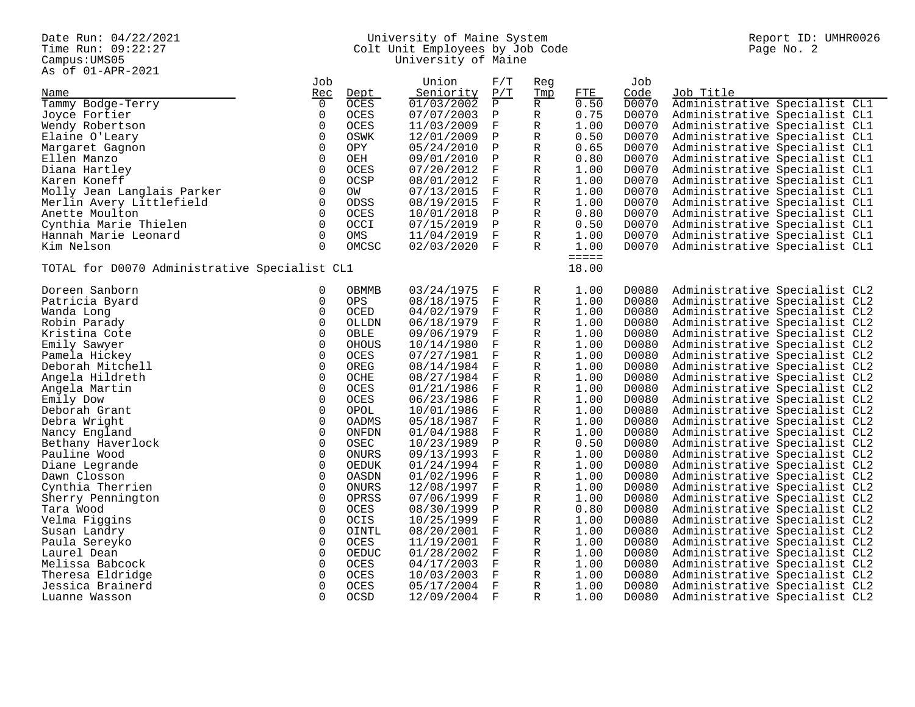Date Run: 04/22/2021
Time Run: 09:22:27
Campus:UMS05
As of 01-APR-2021

University of Maine System
Colt Unit Employees by Job Code
University of Maine

Report ID: UMHR0026

| Name | Job Rec | Dept | Union Seniority | F/T P/T | Reg Tmp | FTE | Job Code | Job Title |
|---|---|---|---|---|---|---|---|---|
| Tammy Bodge-Terry | 0 | OCES | 01/03/2002 | P | R | 0.50 | D0070 | Administrative Specialist CL1 |
| Joyce Fortier | 0 | OCES | 07/07/2003 | P | R | 0.75 | D0070 | Administrative Specialist CL1 |
| Wendy Robertson | 0 | OCES | 11/03/2009 | F | R | 1.00 | D0070 | Administrative Specialist CL1 |
| Elaine O'Leary | 0 | OSWK | 12/01/2009 | P | R | 0.50 | D0070 | Administrative Specialist CL1 |
| Margaret Gagnon | 0 | OPY | 05/24/2010 | P | R | 0.65 | D0070 | Administrative Specialist CL1 |
| Ellen Manzo | 0 | OEH | 09/01/2010 | P | R | 0.80 | D0070 | Administrative Specialist CL1 |
| Diana Hartley | 0 | OCES | 07/20/2012 | F | R | 1.00 | D0070 | Administrative Specialist CL1 |
| Karen Koneff | 0 | OCSP | 08/01/2012 | F | R | 1.00 | D0070 | Administrative Specialist CL1 |
| Molly Jean Langlais Parker | 0 | OW | 07/13/2015 | F | R | 1.00 | D0070 | Administrative Specialist CL1 |
| Merlin Avery Littlefield | 0 | ODSS | 08/19/2015 | F | R | 1.00 | D0070 | Administrative Specialist CL1 |
| Anette Moulton | 0 | OCES | 10/01/2018 | P | R | 0.80 | D0070 | Administrative Specialist CL1 |
| Cynthia Marie Thielen | 0 | OCCI | 07/15/2019 | P | R | 0.50 | D0070 | Administrative Specialist CL1 |
| Hannah Marie Leonard | 0 | OMS | 11/04/2019 | F | R | 1.00 | D0070 | Administrative Specialist CL1 |
| Kim Nelson | 0 | OMCSC | 02/03/2020 | F | R | 1.00 | D0070 | Administrative Specialist CL1 |
| TOTAL for D0070 Administrative Specialist CL1 | | | | | | 18.00 | | |
| Doreen Sanborn | 0 | OBMMB | 03/24/1975 | F | R | 1.00 | D0080 | Administrative Specialist CL2 |
| Patricia Byard | 0 | OPS | 08/18/1975 | F | R | 1.00 | D0080 | Administrative Specialist CL2 |
| Wanda Long | 0 | OCED | 04/02/1979 | F | R | 1.00 | D0080 | Administrative Specialist CL2 |
| Robin Parady | 0 | OLLDN | 06/18/1979 | F | R | 1.00 | D0080 | Administrative Specialist CL2 |
| Kristina Cote | 0 | OBLE | 09/06/1979 | F | R | 1.00 | D0080 | Administrative Specialist CL2 |
| Emily Sawyer | 0 | OHOUS | 10/14/1980 | F | R | 1.00 | D0080 | Administrative Specialist CL2 |
| Pamela Hickey | 0 | OCES | 07/27/1981 | F | R | 1.00 | D0080 | Administrative Specialist CL2 |
| Deborah Mitchell | 0 | OREG | 08/14/1984 | F | R | 1.00 | D0080 | Administrative Specialist CL2 |
| Angela Hildreth | 0 | OCHE | 08/27/1984 | F | R | 1.00 | D0080 | Administrative Specialist CL2 |
| Angela Martin | 0 | OCES | 01/21/1986 | F | R | 1.00 | D0080 | Administrative Specialist CL2 |
| Emily Dow | 0 | OCES | 06/23/1986 | F | R | 1.00 | D0080 | Administrative Specialist CL2 |
| Deborah Grant | 0 | OPOL | 10/01/1986 | F | R | 1.00 | D0080 | Administrative Specialist CL2 |
| Debra Wright | 0 | OADMS | 05/18/1987 | F | R | 1.00 | D0080 | Administrative Specialist CL2 |
| Nancy England | 0 | ONFDN | 01/04/1988 | F | R | 1.00 | D0080 | Administrative Specialist CL2 |
| Bethany Haverlock | 0 | OSEC | 10/23/1989 | P | R | 0.50 | D0080 | Administrative Specialist CL2 |
| Pauline Wood | 0 | ONURS | 09/13/1993 | F | R | 1.00 | D0080 | Administrative Specialist CL2 |
| Diane Legrande | 0 | OEDUK | 01/24/1994 | F | R | 1.00 | D0080 | Administrative Specialist CL2 |
| Dawn Closson | 0 | OASDN | 01/02/1996 | F | R | 1.00 | D0080 | Administrative Specialist CL2 |
| Cynthia Therrien | 0 | ONURS | 12/08/1997 | F | R | 1.00 | D0080 | Administrative Specialist CL2 |
| Sherry Pennington | 0 | OPRSS | 07/06/1999 | F | R | 1.00 | D0080 | Administrative Specialist CL2 |
| Tara Wood | 0 | OCES | 08/30/1999 | P | R | 0.80 | D0080 | Administrative Specialist CL2 |
| Velma Figgins | 0 | OCIS | 10/25/1999 | F | R | 1.00 | D0080 | Administrative Specialist CL2 |
| Susan Landry | 0 | OINTL | 08/20/2001 | F | R | 1.00 | D0080 | Administrative Specialist CL2 |
| Paula Sereyko | 0 | OCES | 11/19/2001 | F | R | 1.00 | D0080 | Administrative Specialist CL2 |
| Laurel Dean | 0 | OEDUC | 01/28/2002 | F | R | 1.00 | D0080 | Administrative Specialist CL2 |
| Melissa Babcock | 0 | OCES | 04/17/2003 | F | R | 1.00 | D0080 | Administrative Specialist CL2 |
| Theresa Eldridge | 0 | OCES | 10/03/2003 | F | R | 1.00 | D0080 | Administrative Specialist CL2 |
| Jessica Brainerd | 0 | OCES | 05/17/2004 | F | R | 1.00 | D0080 | Administrative Specialist CL2 |
| Luanne Wasson | 0 | OCSD | 12/09/2004 | F | R | 1.00 | D0080 | Administrative Specialist CL2 |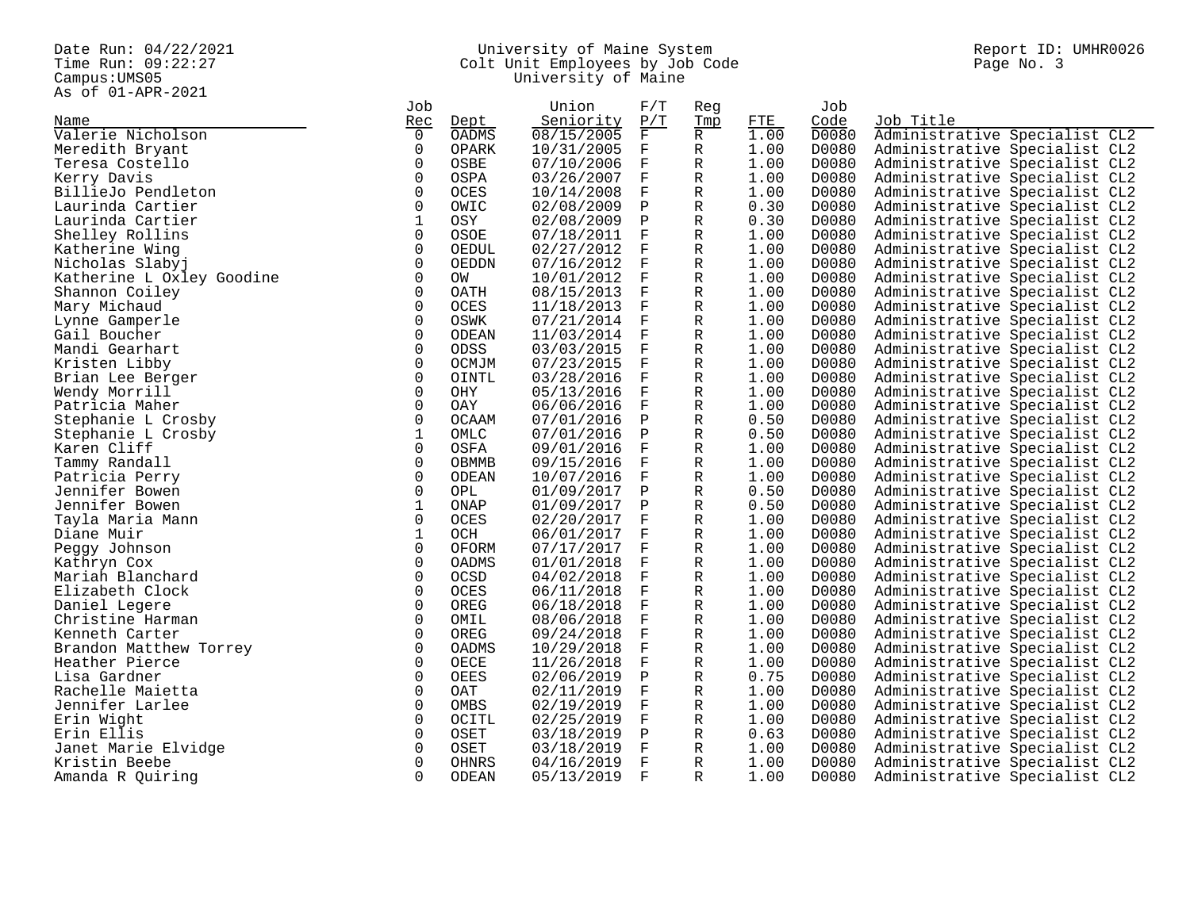Date Run: 04/22/2021
Time Run: 09:22:27
Campus:UMS05
As of 01-APR-2021

University of Maine System
Colt Unit Employees by Job Code
University of Maine

Report ID: UMHR0026

| Name | Job Rec | Dept | Union Seniority | F/T P/T | Reg Tmp | FTE | Job Code | Job Title |
|---|---|---|---|---|---|---|---|---|
| Valerie Nicholson | 0 | OADMS | 08/15/2005 | F | R | 1.00 | D0080 | Administrative Specialist CL2 |
| Meredith Bryant | 0 | OPARK | 10/31/2005 | F | R | 1.00 | D0080 | Administrative Specialist CL2 |
| Teresa Costello | 0 | OSBE | 07/10/2006 | F | R | 1.00 | D0080 | Administrative Specialist CL2 |
| Kerry Davis | 0 | OSPA | 03/26/2007 | F | R | 1.00 | D0080 | Administrative Specialist CL2 |
| BillieJo Pendleton | 0 | OCES | 10/14/2008 | F | R | 1.00 | D0080 | Administrative Specialist CL2 |
| Laurinda Cartier | 0 | OWIC | 02/08/2009 | P | R | 0.30 | D0080 | Administrative Specialist CL2 |
| Laurinda Cartier | 1 | OSY | 02/08/2009 | P | R | 0.30 | D0080 | Administrative Specialist CL2 |
| Shelley Rollins | 0 | OSOE | 07/18/2011 | F | R | 1.00 | D0080 | Administrative Specialist CL2 |
| Katherine Wing | 0 | OEDUL | 02/27/2012 | F | R | 1.00 | D0080 | Administrative Specialist CL2 |
| Nicholas Slabyj | 0 | OEDDN | 07/16/2012 | F | R | 1.00 | D0080 | Administrative Specialist CL2 |
| Katherine L Oxley Goodine | 0 | OW | 10/01/2012 | F | R | 1.00 | D0080 | Administrative Specialist CL2 |
| Shannon Coiley | 0 | OATH | 08/15/2013 | F | R | 1.00 | D0080 | Administrative Specialist CL2 |
| Mary Michaud | 0 | OCES | 11/18/2013 | F | R | 1.00 | D0080 | Administrative Specialist CL2 |
| Lynne Gamperle | 0 | OSWK | 07/21/2014 | F | R | 1.00 | D0080 | Administrative Specialist CL2 |
| Gail Boucher | 0 | ODEAN | 11/03/2014 | F | R | 1.00 | D0080 | Administrative Specialist CL2 |
| Mandi Gearhart | 0 | ODSS | 03/03/2015 | F | R | 1.00 | D0080 | Administrative Specialist CL2 |
| Kristen Libby | 0 | OCMJM | 07/23/2015 | F | R | 1.00 | D0080 | Administrative Specialist CL2 |
| Brian Lee Berger | 0 | OINTL | 03/28/2016 | F | R | 1.00 | D0080 | Administrative Specialist CL2 |
| Wendy Morrill | 0 | OHY | 05/13/2016 | F | R | 1.00 | D0080 | Administrative Specialist CL2 |
| Patricia Maher | 0 | OAY | 06/06/2016 | F | R | 1.00 | D0080 | Administrative Specialist CL2 |
| Stephanie L Crosby | 0 | OCAAM | 07/01/2016 | P | R | 0.50 | D0080 | Administrative Specialist CL2 |
| Stephanie L Crosby | 1 | OMLC | 07/01/2016 | P | R | 0.50 | D0080 | Administrative Specialist CL2 |
| Karen Cliff | 0 | OSFA | 09/01/2016 | F | R | 1.00 | D0080 | Administrative Specialist CL2 |
| Tammy Randall | 0 | OBMMB | 09/15/2016 | F | R | 1.00 | D0080 | Administrative Specialist CL2 |
| Patricia Perry | 0 | ODEAN | 10/07/2016 | F | R | 1.00 | D0080 | Administrative Specialist CL2 |
| Jennifer Bowen | 0 | OPL | 01/09/2017 | P | R | 0.50 | D0080 | Administrative Specialist CL2 |
| Jennifer Bowen | 1 | ONAP | 01/09/2017 | P | R | 0.50 | D0080 | Administrative Specialist CL2 |
| Tayla Maria Mann | 0 | OCES | 02/20/2017 | F | R | 1.00 | D0080 | Administrative Specialist CL2 |
| Diane Muir | 1 | OCH | 06/01/2017 | F | R | 1.00 | D0080 | Administrative Specialist CL2 |
| Peggy Johnson | 0 | OFORM | 07/17/2017 | F | R | 1.00 | D0080 | Administrative Specialist CL2 |
| Kathryn Cox | 0 | OADMS | 01/01/2018 | F | R | 1.00 | D0080 | Administrative Specialist CL2 |
| Mariah Blanchard | 0 | OCSD | 04/02/2018 | F | R | 1.00 | D0080 | Administrative Specialist CL2 |
| Elizabeth Clock | 0 | OCES | 06/11/2018 | F | R | 1.00 | D0080 | Administrative Specialist CL2 |
| Daniel Legere | 0 | OREG | 06/18/2018 | F | R | 1.00 | D0080 | Administrative Specialist CL2 |
| Christine Harman | 0 | OMIL | 08/06/2018 | F | R | 1.00 | D0080 | Administrative Specialist CL2 |
| Kenneth Carter | 0 | OREG | 09/24/2018 | F | R | 1.00 | D0080 | Administrative Specialist CL2 |
| Brandon Matthew Torrey | 0 | OADMS | 10/29/2018 | F | R | 1.00 | D0080 | Administrative Specialist CL2 |
| Heather Pierce | 0 | OECE | 11/26/2018 | F | R | 1.00 | D0080 | Administrative Specialist CL2 |
| Lisa Gardner | 0 | OEES | 02/06/2019 | P | R | 0.75 | D0080 | Administrative Specialist CL2 |
| Rachelle Maietta | 0 | OAT | 02/11/2019 | F | R | 1.00 | D0080 | Administrative Specialist CL2 |
| Jennifer Larlee | 0 | OMBS | 02/19/2019 | F | R | 1.00 | D0080 | Administrative Specialist CL2 |
| Erin Wight | 0 | OCITL | 02/25/2019 | F | R | 1.00 | D0080 | Administrative Specialist CL2 |
| Erin Ellis | 0 | OSET | 03/18/2019 | P | R | 0.63 | D0080 | Administrative Specialist CL2 |
| Janet Marie Elvidge | 0 | OSET | 03/18/2019 | F | R | 1.00 | D0080 | Administrative Specialist CL2 |
| Kristin Beebe | 0 | OHNRS | 04/16/2019 | F | R | 1.00 | D0080 | Administrative Specialist CL2 |
| Amanda R Quiring | 0 | ODEAN | 05/13/2019 | F | R | 1.00 | D0080 | Administrative Specialist CL2 |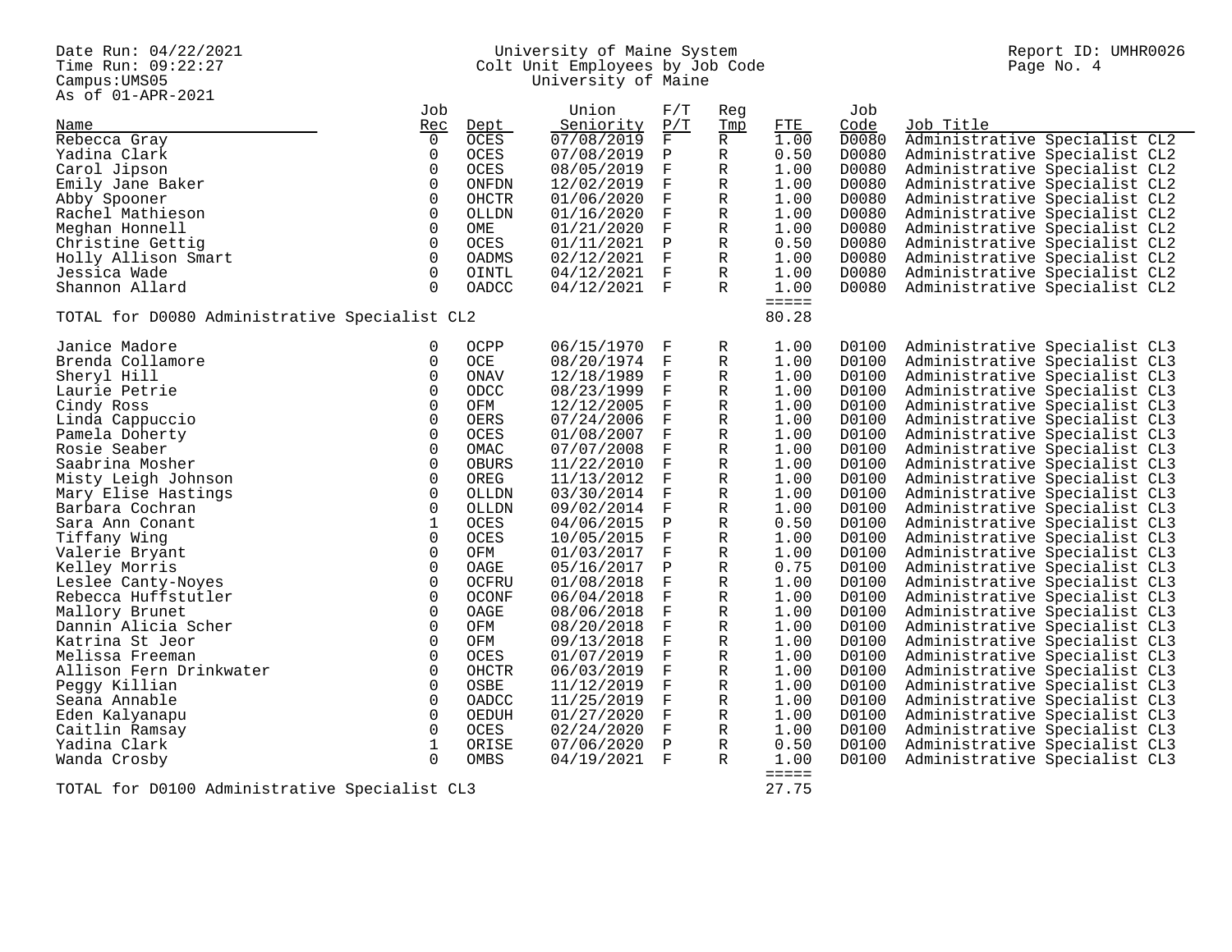Date Run: 04/22/2021
Time Run: 09:22:27
Campus:UMS05
As of 01-APR-2021

University of Maine System
Colt Unit Employees by Job Code
University of Maine

Report ID: UMHR0026

| Name | Job Rec | Dept | Union Seniority | F/T P/T | Reg Tmp | FTE | Job Code | Job Title |
|---|---|---|---|---|---|---|---|---|
| Rebecca Gray | 0 | OCES | 07/08/2019 | F | R | 1.00 | D0080 | Administrative Specialist CL2 |
| Yadina Clark | 0 | OCES | 07/08/2019 | P | R | 0.50 | D0080 | Administrative Specialist CL2 |
| Carol Jipson | 0 | OCES | 08/05/2019 | F | R | 1.00 | D0080 | Administrative Specialist CL2 |
| Emily Jane Baker | 0 | ONFDN | 12/02/2019 | F | R | 1.00 | D0080 | Administrative Specialist CL2 |
| Abby Spooner | 0 | OHCTR | 01/06/2020 | F | R | 1.00 | D0080 | Administrative Specialist CL2 |
| Rachel Mathieson | 0 | OLLDN | 01/16/2020 | F | R | 1.00 | D0080 | Administrative Specialist CL2 |
| Meghan Honnell | 0 | OME | 01/21/2020 | F | R | 1.00 | D0080 | Administrative Specialist CL2 |
| Christine Gettig | 0 | OCES | 01/11/2021 | P | R | 0.50 | D0080 | Administrative Specialist CL2 |
| Holly Allison Smart | 0 | OADMS | 02/12/2021 | F | R | 1.00 | D0080 | Administrative Specialist CL2 |
| Jessica Wade | 0 | OINTL | 04/12/2021 | F | R | 1.00 | D0080 | Administrative Specialist CL2 |
| Shannon Allard | 0 | OADCC | 04/12/2021 | F | R | 1.00 | D0080 | Administrative Specialist CL2 |
| TOTAL for D0080 Administrative Specialist CL2 | | | | | | 80.28 | | |
| Janice Madore | 0 | OCPP | 06/15/1970 | F | R | 1.00 | D0100 | Administrative Specialist CL3 |
| Brenda Collamore | 0 | OCE | 08/20/1974 | F | R | 1.00 | D0100 | Administrative Specialist CL3 |
| Sheryl Hill | 0 | ONAV | 12/18/1989 | F | R | 1.00 | D0100 | Administrative Specialist CL3 |
| Laurie Petrie | 0 | ODCC | 08/23/1999 | F | R | 1.00 | D0100 | Administrative Specialist CL3 |
| Cindy Ross | 0 | OFM | 12/12/2005 | F | R | 1.00 | D0100 | Administrative Specialist CL3 |
| Linda Cappuccio | 0 | OERS | 07/24/2006 | F | R | 1.00 | D0100 | Administrative Specialist CL3 |
| Pamela Doherty | 0 | OCES | 01/08/2007 | F | R | 1.00 | D0100 | Administrative Specialist CL3 |
| Rosie Seaber | 0 | OMAC | 07/07/2008 | F | R | 1.00 | D0100 | Administrative Specialist CL3 |
| Saabrina Mosher | 0 | OBURS | 11/22/2010 | F | R | 1.00 | D0100 | Administrative Specialist CL3 |
| Misty Leigh Johnson | 0 | OREG | 11/13/2012 | F | R | 1.00 | D0100 | Administrative Specialist CL3 |
| Mary Elise Hastings | 0 | OLLDN | 03/30/2014 | F | R | 1.00 | D0100 | Administrative Specialist CL3 |
| Barbara Cochran | 0 | OLLDN | 09/02/2014 | F | R | 1.00 | D0100 | Administrative Specialist CL3 |
| Sara Ann Conant | 1 | OCES | 04/06/2015 | P | R | 0.50 | D0100 | Administrative Specialist CL3 |
| Tiffany Wing | 0 | OCES | 10/05/2015 | F | R | 1.00 | D0100 | Administrative Specialist CL3 |
| Valerie Bryant | 0 | OFM | 01/03/2017 | F | R | 1.00 | D0100 | Administrative Specialist CL3 |
| Kelley Morris | 0 | OAGE | 05/16/2017 | P | R | 0.75 | D0100 | Administrative Specialist CL3 |
| Leslee Canty-Noyes | 0 | OCFRU | 01/08/2018 | F | R | 1.00 | D0100 | Administrative Specialist CL3 |
| Rebecca Huffstutler | 0 | OCONF | 06/04/2018 | F | R | 1.00 | D0100 | Administrative Specialist CL3 |
| Mallory Brunet | 0 | OAGE | 08/06/2018 | F | R | 1.00 | D0100 | Administrative Specialist CL3 |
| Dannin Alicia Scher | 0 | OFM | 08/20/2018 | F | R | 1.00 | D0100 | Administrative Specialist CL3 |
| Katrina St Jeor | 0 | OFM | 09/13/2018 | F | R | 1.00 | D0100 | Administrative Specialist CL3 |
| Melissa Freeman | 0 | OCES | 01/07/2019 | F | R | 1.00 | D0100 | Administrative Specialist CL3 |
| Allison Fern Drinkwater | 0 | OHCTR | 06/03/2019 | F | R | 1.00 | D0100 | Administrative Specialist CL3 |
| Peggy Killian | 0 | OSBE | 11/12/2019 | F | R | 1.00 | D0100 | Administrative Specialist CL3 |
| Seana Annable | 0 | OADCC | 11/25/2019 | F | R | 1.00 | D0100 | Administrative Specialist CL3 |
| Eden Kalyanapu | 0 | OEDUH | 01/27/2020 | F | R | 1.00 | D0100 | Administrative Specialist CL3 |
| Caitlin Ramsay | 0 | OCES | 02/24/2020 | F | R | 1.00 | D0100 | Administrative Specialist CL3 |
| Yadina Clark | 1 | ORISE | 07/06/2020 | P | R | 0.50 | D0100 | Administrative Specialist CL3 |
| Wanda Crosby | 0 | OMBS | 04/19/2021 | F | R | 1.00 | D0100 | Administrative Specialist CL3 |
| TOTAL for D0100 Administrative Specialist CL3 | | | | | | 27.75 | | |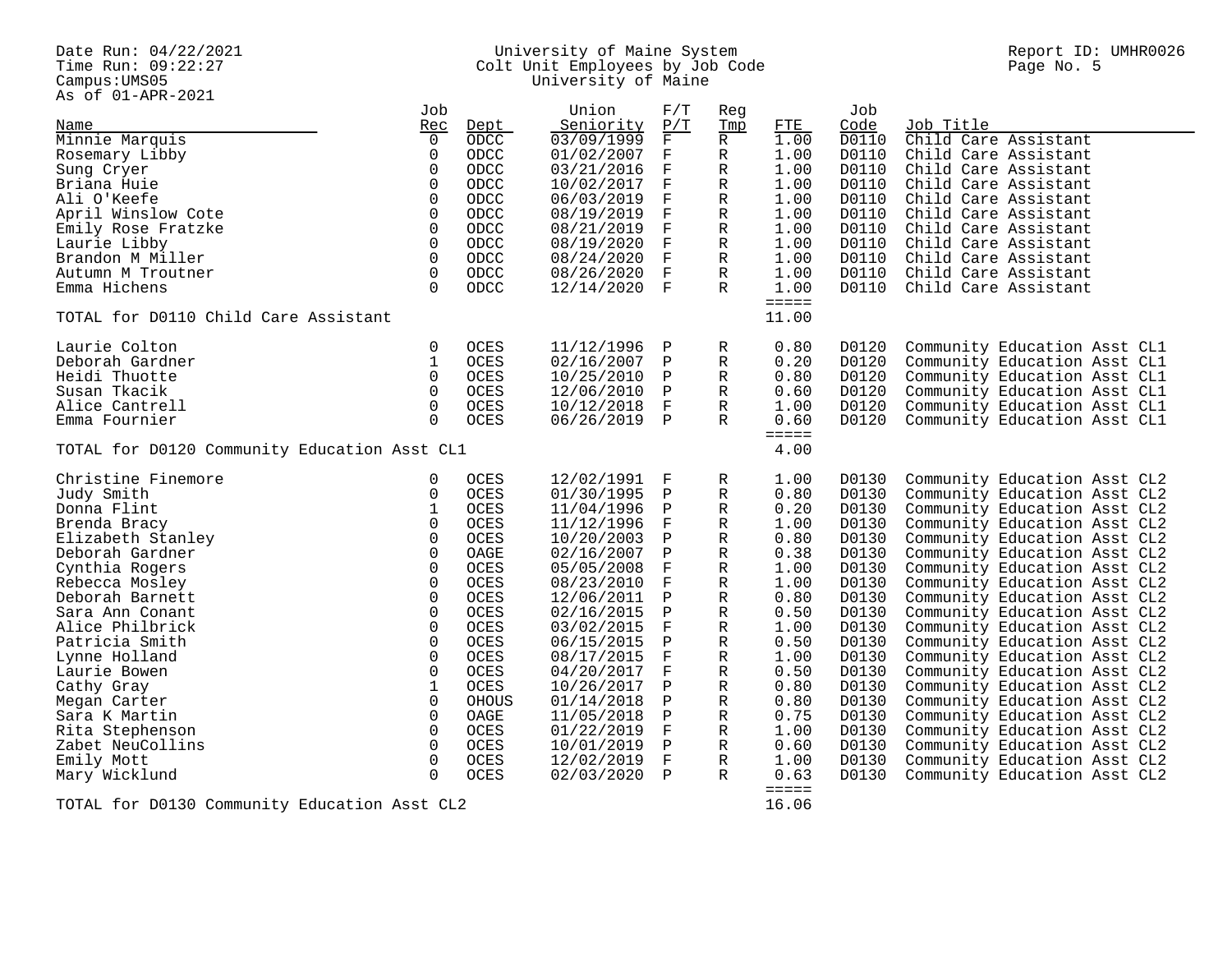Date Run: 04/22/2021
Time Run: 09:22:27
Campus:UMS05
As of 01-APR-2021

University of Maine System
Colt Unit Employees by Job Code
University of Maine

Report ID: UMHR0026

| Name | Job Rec | Dept | Union Seniority | F/T P/T | Reg Tmp | FTE | Job Code | Job Title |
|---|---|---|---|---|---|---|---|---|
| Minnie Marquis | 0 | ODCC | 03/09/1999 | F | R | 1.00 | D0110 | Child Care Assistant |
| Rosemary Libby | 0 | ODCC | 01/02/2007 | F | R | 1.00 | D0110 | Child Care Assistant |
| Sung Cryer | 0 | ODCC | 03/21/2016 | F | R | 1.00 | D0110 | Child Care Assistant |
| Briana Huie | 0 | ODCC | 10/02/2017 | F | R | 1.00 | D0110 | Child Care Assistant |
| Ali O'Keefe | 0 | ODCC | 06/03/2019 | F | R | 1.00 | D0110 | Child Care Assistant |
| April Winslow Cote | 0 | ODCC | 08/19/2019 | F | R | 1.00 | D0110 | Child Care Assistant |
| Emily Rose Fratzke | 0 | ODCC | 08/21/2019 | F | R | 1.00 | D0110 | Child Care Assistant |
| Laurie Libby | 0 | ODCC | 08/19/2020 | F | R | 1.00 | D0110 | Child Care Assistant |
| Brandon M Miller | 0 | ODCC | 08/24/2020 | F | R | 1.00 | D0110 | Child Care Assistant |
| Autumn M Troutner | 0 | ODCC | 08/26/2020 | F | R | 1.00 | D0110 | Child Care Assistant |
| Emma Hichens | 0 | ODCC | 12/14/2020 | F | R | 1.00 | D0110 | Child Care Assistant |
| TOTAL for D0110 Child Care Assistant | | | | | | 11.00 | | |
| Laurie Colton | 0 | OCES | 11/12/1996 | P | R | 0.80 | D0120 | Community Education Asst CL1 |
| Deborah Gardner | 1 | OCES | 02/16/2007 | P | R | 0.20 | D0120 | Community Education Asst CL1 |
| Heidi Thuotte | 0 | OCES | 10/25/2010 | P | R | 0.80 | D0120 | Community Education Asst CL1 |
| Susan Tkacik | 0 | OCES | 12/06/2010 | P | R | 0.60 | D0120 | Community Education Asst CL1 |
| Alice Cantrell | 0 | OCES | 10/12/2018 | F | R | 1.00 | D0120 | Community Education Asst CL1 |
| Emma Fournier | 0 | OCES | 06/26/2019 | P | R | 0.60 | D0120 | Community Education Asst CL1 |
| TOTAL for D0120 Community Education Asst CL1 | | | | | | 4.00 | | |
| Christine Finemore | 0 | OCES | 12/02/1991 | F | R | 1.00 | D0130 | Community Education Asst CL2 |
| Judy Smith | 0 | OCES | 01/30/1995 | P | R | 0.80 | D0130 | Community Education Asst CL2 |
| Donna Flint | 1 | OCES | 11/04/1996 | P | R | 0.20 | D0130 | Community Education Asst CL2 |
| Brenda Bracy | 0 | OCES | 11/12/1996 | F | R | 1.00 | D0130 | Community Education Asst CL2 |
| Elizabeth Stanley | 0 | OCES | 10/20/2003 | P | R | 0.80 | D0130 | Community Education Asst CL2 |
| Deborah Gardner | 0 | OAGE | 02/16/2007 | P | R | 0.38 | D0130 | Community Education Asst CL2 |
| Cynthia Rogers | 0 | OCES | 05/05/2008 | F | R | 1.00 | D0130 | Community Education Asst CL2 |
| Rebecca Mosley | 0 | OCES | 08/23/2010 | F | R | 1.00 | D0130 | Community Education Asst CL2 |
| Deborah Barnett | 0 | OCES | 12/06/2011 | P | R | 0.80 | D0130 | Community Education Asst CL2 |
| Sara Ann Conant | 0 | OCES | 02/16/2015 | P | R | 0.50 | D0130 | Community Education Asst CL2 |
| Alice Philbrick | 0 | OCES | 03/02/2015 | F | R | 1.00 | D0130 | Community Education Asst CL2 |
| Patricia Smith | 0 | OCES | 06/15/2015 | P | R | 0.50 | D0130 | Community Education Asst CL2 |
| Lynne Holland | 0 | OCES | 08/17/2015 | F | R | 1.00 | D0130 | Community Education Asst CL2 |
| Laurie Bowen | 0 | OCES | 04/20/2017 | F | R | 0.50 | D0130 | Community Education Asst CL2 |
| Cathy Gray | 1 | OCES | 10/26/2017 | P | R | 0.80 | D0130 | Community Education Asst CL2 |
| Megan Carter | 0 | OHOUS | 01/14/2018 | P | R | 0.80 | D0130 | Community Education Asst CL2 |
| Sara K Martin | 0 | OAGE | 11/05/2018 | P | R | 0.75 | D0130 | Community Education Asst CL2 |
| Rita Stephenson | 0 | OCES | 01/22/2019 | F | R | 1.00 | D0130 | Community Education Asst CL2 |
| Zabet NeuCollins | 0 | OCES | 10/01/2019 | P | R | 0.60 | D0130 | Community Education Asst CL2 |
| Emily Mott | 0 | OCES | 12/02/2019 | F | R | 1.00 | D0130 | Community Education Asst CL2 |
| Mary Wicklund | 0 | OCES | 02/03/2020 | P | R | 0.63 | D0130 | Community Education Asst CL2 |
| TOTAL for D0130 Community Education Asst CL2 | | | | | | 16.06 | | |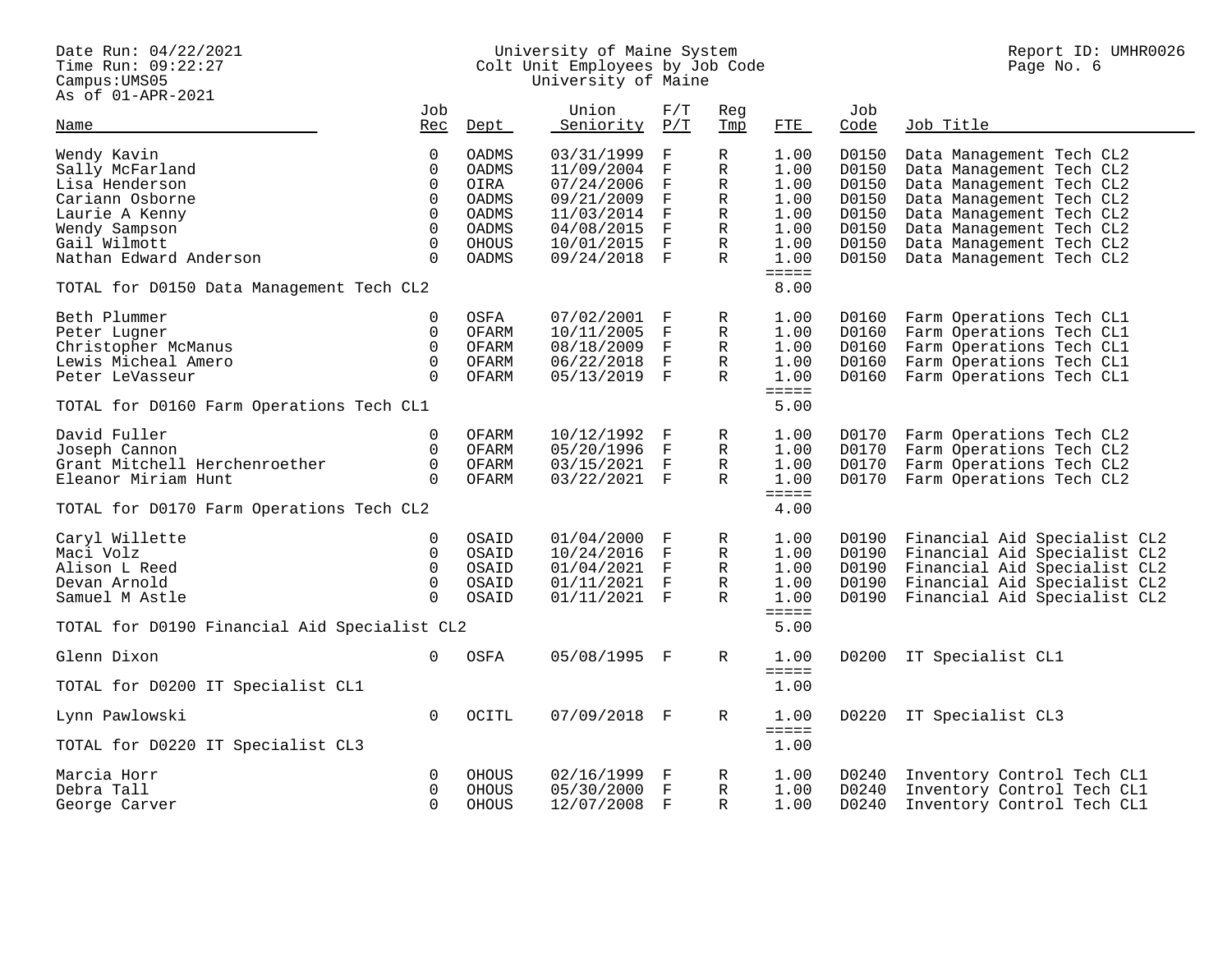Date Run: 04/22/2021
Time Run: 09:22:27
Campus:UMS05
As of 01-APR-2021

University of Maine System
Colt Unit Employees by Job Code
University of Maine

Report ID: UMHR0026

| Name | Job Rec | Dept | Union Seniority | F/T P/T | Reg Tmp | FTE | Job Code | Job Title |
|---|---|---|---|---|---|---|---|---|
| Wendy Kavin | 0 | OADMS | 03/31/1999 | F | R | 1.00 | D0150 | Data Management Tech CL2 |
| Sally McFarland | 0 | OADMS | 11/09/2004 | F | R | 1.00 | D0150 | Data Management Tech CL2 |
| Lisa Henderson | 0 | OIRA | 07/24/2006 | F | R | 1.00 | D0150 | Data Management Tech CL2 |
| Cariann Osborne | 0 | OADMS | 09/21/2009 | F | R | 1.00 | D0150 | Data Management Tech CL2 |
| Laurie A Kenny | 0 | OADMS | 11/03/2014 | F | R | 1.00 | D0150 | Data Management Tech CL2 |
| Wendy Sampson | 0 | OADMS | 04/08/2015 | F | R | 1.00 | D0150 | Data Management Tech CL2 |
| Gail Wilmott | 0 | OHOUS | 10/01/2015 | F | R | 1.00 | D0150 | Data Management Tech CL2 |
| Nathan Edward Anderson | 0 | OADMS | 09/24/2018 | F | R | 1.00 | D0150 | Data Management Tech CL2 |
| | | | | | | ===== | | |
| TOTAL for D0150 Data Management Tech CL2 | | | | | | 8.00 | | |
| Beth Plummer | 0 | OSFA | 07/02/2001 | F | R | 1.00 | D0160 | Farm Operations Tech CL1 |
| Peter Lugner | 0 | OFARM | 10/11/2005 | F | R | 1.00 | D0160 | Farm Operations Tech CL1 |
| Christopher McManus | 0 | OFARM | 08/18/2009 | F | R | 1.00 | D0160 | Farm Operations Tech CL1 |
| Lewis Micheal Amero | 0 | OFARM | 06/22/2018 | F | R | 1.00 | D0160 | Farm Operations Tech CL1 |
| Peter LeVasseur | 0 | OFARM | 05/13/2019 | F | R | 1.00 | D0160 | Farm Operations Tech CL1 |
| | | | | | | ===== | | |
| TOTAL for D0160 Farm Operations Tech CL1 | | | | | | 5.00 | | |
| David Fuller | 0 | OFARM | 10/12/1992 | F | R | 1.00 | D0170 | Farm Operations Tech CL2 |
| Joseph Cannon | 0 | OFARM | 05/20/1996 | F | R | 1.00 | D0170 | Farm Operations Tech CL2 |
| Grant Mitchell Herchenroether | 0 | OFARM | 03/15/2021 | F | R | 1.00 | D0170 | Farm Operations Tech CL2 |
| Eleanor Miriam Hunt | 0 | OFARM | 03/22/2021 | F | R | 1.00 | D0170 | Farm Operations Tech CL2 |
| | | | | | | ===== | | |
| TOTAL for D0170 Farm Operations Tech CL2 | | | | | | 4.00 | | |
| Caryl Willette | 0 | OSAID | 01/04/2000 | F | R | 1.00 | D0190 | Financial Aid Specialist CL2 |
| Maci Volz | 0 | OSAID | 10/24/2016 | F | R | 1.00 | D0190 | Financial Aid Specialist CL2 |
| Alison L Reed | 0 | OSAID | 01/04/2021 | F | R | 1.00 | D0190 | Financial Aid Specialist CL2 |
| Devan Arnold | 0 | OSAID | 01/11/2021 | F | R | 1.00 | D0190 | Financial Aid Specialist CL2 |
| Samuel M Astle | 0 | OSAID | 01/11/2021 | F | R | 1.00 | D0190 | Financial Aid Specialist CL2 |
| | | | | | | ===== | | |
| TOTAL for D0190 Financial Aid Specialist CL2 | | | | | | 5.00 | | |
| Glenn Dixon | 0 | OSFA | 05/08/1995 | F | R | 1.00 | D0200 | IT Specialist CL1 |
| | | | | | | ===== | | |
| TOTAL for D0200 IT Specialist CL1 | | | | | | 1.00 | | |
| Lynn Pawlowski | 0 | OCITL | 07/09/2018 | F | R | 1.00 | D0220 | IT Specialist CL3 |
| | | | | | | ===== | | |
| TOTAL for D0220 IT Specialist CL3 | | | | | | 1.00 | | |
| Marcia Horr | 0 | OHOUS | 02/16/1999 | F | R | 1.00 | D0240 | Inventory Control Tech CL1 |
| Debra Tall | 0 | OHOUS | 05/30/2000 | F | R | 1.00 | D0240 | Inventory Control Tech CL1 |
| George Carver | 0 | OHOUS | 12/07/2008 | F | R | 1.00 | D0240 | Inventory Control Tech CL1 |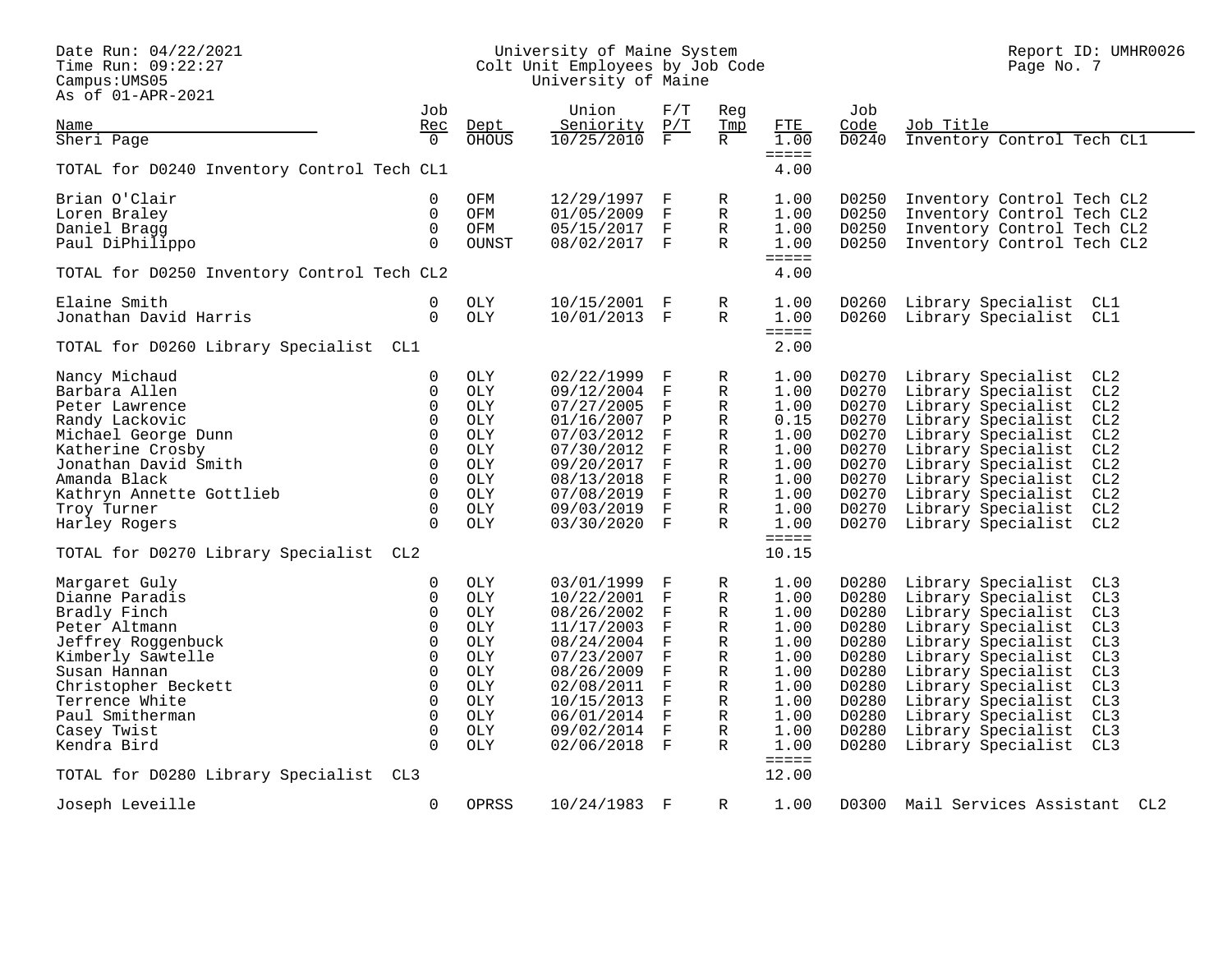| Name | Job Rec | Dept | Union Seniority | F/T P/T | Reg Tmp | FTE | Job Code | Job Title |
|---|---|---|---|---|---|---|---|---|
| Sheri Page | 0 | OHOUS | 10/25/2010 | F | R | 1.00 | D0240 | Inventory Control Tech CL1 |
| | | | | | | ===== | | |
| TOTAL for D0240 Inventory Control Tech CL1 | | | | | | 4.00 | | |
| Brian O'Clair | 0 | OFM | 12/29/1997 | F | R | 1.00 | D0250 | Inventory Control Tech CL2 |
| Loren Braley | 0 | OFM | 01/05/2009 | F | R | 1.00 | D0250 | Inventory Control Tech CL2 |
| Daniel Bragg | 0 | OFM | 05/15/2017 | F | R | 1.00 | D0250 | Inventory Control Tech CL2 |
| Paul DiPhilippo | 0 | OUNST | 08/02/2017 | F | R | 1.00 | D0250 | Inventory Control Tech CL2 |
| | | | | | | ===== | | |
| TOTAL for D0250 Inventory Control Tech CL2 | | | | | | 4.00 | | |
| Elaine Smith | 0 | OLY | 10/15/2001 | F | R | 1.00 | D0260 | Library Specialist CL1 |
| Jonathan David Harris | 0 | OLY | 10/01/2013 | F | R | 1.00 | D0260 | Library Specialist CL1 |
| | | | | | | ===== | | |
| TOTAL for D0260 Library Specialist CL1 | | | | | | 2.00 | | |
| Nancy Michaud | 0 | OLY | 02/22/1999 | F | R | 1.00 | D0270 | Library Specialist CL2 |
| Barbara Allen | 0 | OLY | 09/12/2004 | F | R | 1.00 | D0270 | Library Specialist CL2 |
| Peter Lawrence | 0 | OLY | 07/27/2005 | F | R | 1.00 | D0270 | Library Specialist CL2 |
| Randy Lackovic | 0 | OLY | 01/16/2007 | P | R | 0.15 | D0270 | Library Specialist CL2 |
| Michael George Dunn | 0 | OLY | 07/03/2012 | F | R | 1.00 | D0270 | Library Specialist CL2 |
| Katherine Crosby | 0 | OLY | 07/30/2012 | F | R | 1.00 | D0270 | Library Specialist CL2 |
| Jonathan David Smith | 0 | OLY | 09/20/2017 | F | R | 1.00 | D0270 | Library Specialist CL2 |
| Amanda Black | 0 | OLY | 08/13/2018 | F | R | 1.00 | D0270 | Library Specialist CL2 |
| Kathryn Annette Gottlieb | 0 | OLY | 07/08/2019 | F | R | 1.00 | D0270 | Library Specialist CL2 |
| Troy Turner | 0 | OLY | 09/03/2019 | F | R | 1.00 | D0270 | Library Specialist CL2 |
| Harley Rogers | 0 | OLY | 03/30/2020 | F | R | 1.00 | D0270 | Library Specialist CL2 |
| | | | | | | ===== | | |
| TOTAL for D0270 Library Specialist CL2 | | | | | | 10.15 | | |
| Margaret Guly | 0 | OLY | 03/01/1999 | F | R | 1.00 | D0280 | Library Specialist CL3 |
| Dianne Paradis | 0 | OLY | 10/22/2001 | F | R | 1.00 | D0280 | Library Specialist CL3 |
| Bradly Finch | 0 | OLY | 08/26/2002 | F | R | 1.00 | D0280 | Library Specialist CL3 |
| Peter Altmann | 0 | OLY | 11/17/2003 | F | R | 1.00 | D0280 | Library Specialist CL3 |
| Jeffrey Roggenbuck | 0 | OLY | 08/24/2004 | F | R | 1.00 | D0280 | Library Specialist CL3 |
| Kimberly Sawtelle | 0 | OLY | 07/23/2007 | F | R | 1.00 | D0280 | Library Specialist CL3 |
| Susan Hannan | 0 | OLY | 08/26/2009 | F | R | 1.00 | D0280 | Library Specialist CL3 |
| Christopher Beckett | 0 | OLY | 02/08/2011 | F | R | 1.00 | D0280 | Library Specialist CL3 |
| Terrence White | 0 | OLY | 10/15/2013 | F | R | 1.00 | D0280 | Library Specialist CL3 |
| Paul Smitherman | 0 | OLY | 06/01/2014 | F | R | 1.00 | D0280 | Library Specialist CL3 |
| Casey Twist | 0 | OLY | 09/02/2014 | F | R | 1.00 | D0280 | Library Specialist CL3 |
| Kendra Bird | 0 | OLY | 02/06/2018 | F | R | 1.00 | D0280 | Library Specialist CL3 |
| | | | | | | ===== | | |
| TOTAL for D0280 Library Specialist CL3 | | | | | | 12.00 | | |
| Joseph Leveille | 0 | OPRSS | 10/24/1983 | F | R | 1.00 | D0300 | Mail Services Assistant CL2 |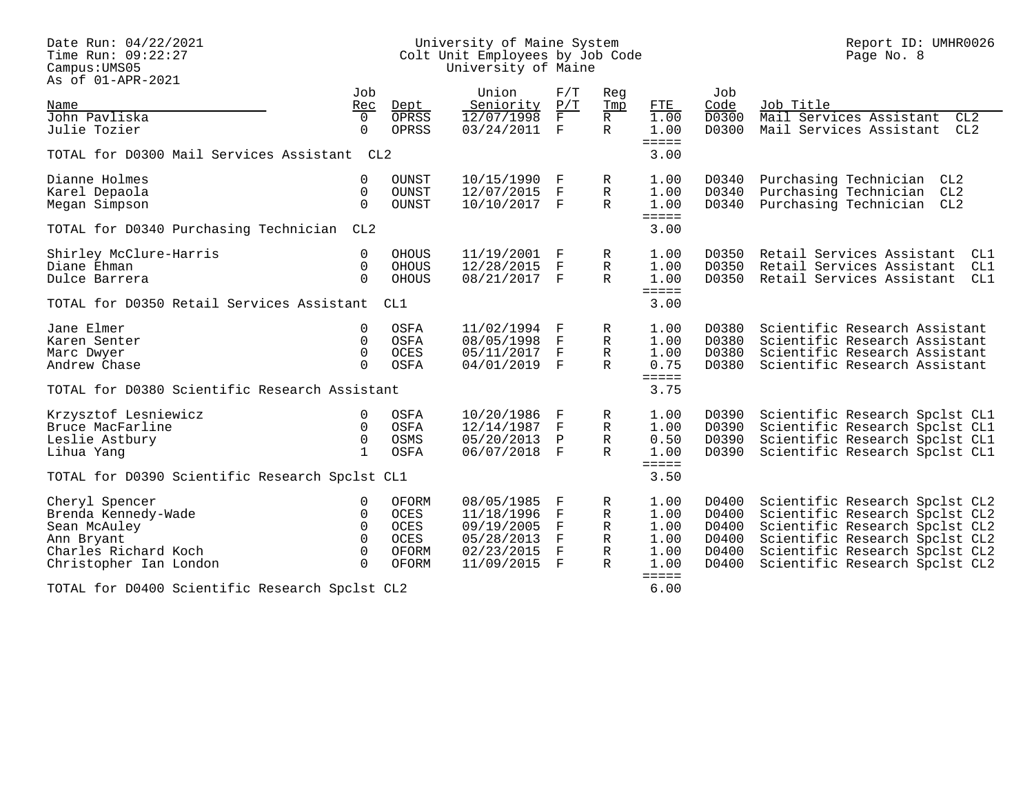Date Run: 04/22/2021
Time Run: 09:22:27
Campus:UMS05
As of 01-APR-2021

University of Maine System
Colt Unit Employees by Job Code
University of Maine

Report ID: UMHR0026

| Name | Job Rec | Dept | Union Seniority | F/T P/T | Reg Tmp | FTE | Job Code | Job Title |
|---|---|---|---|---|---|---|---|---|
| John Pavliska | 0 | OPRSS | 12/07/1998 | F | R | 1.00 | D0300 | Mail Services Assistant CL2 |
| Julie Tozier | 0 | OPRSS | 03/24/2011 | F | R | 1.00 | D0300 | Mail Services Assistant CL2 |
| TOTAL for D0300 Mail Services Assistant CL2 | | | | | | 3.00 | | |
| Dianne Holmes | 0 | OUNST | 10/15/1990 | F | R | 1.00 | D0340 | Purchasing Technician CL2 |
| Karel Depaola | 0 | OUNST | 12/07/2015 | F | R | 1.00 | D0340 | Purchasing Technician CL2 |
| Megan Simpson | 0 | OUNST | 10/10/2017 | F | R | 1.00 | D0340 | Purchasing Technician CL2 |
| TOTAL for D0340 Purchasing Technician CL2 | | | | | | 3.00 | | |
| Shirley McClure-Harris | 0 | OHOUS | 11/19/2001 | F | R | 1.00 | D0350 | Retail Services Assistant CL1 |
| Diane Ehman | 0 | OHOUS | 12/28/2015 | F | R | 1.00 | D0350 | Retail Services Assistant CL1 |
| Dulce Barrera | 0 | OHOUS | 08/21/2017 | F | R | 1.00 | D0350 | Retail Services Assistant CL1 |
| TOTAL for D0350 Retail Services Assistant CL1 | | | | | | 3.00 | | |
| Jane Elmer | 0 | OSFA | 11/02/1994 | F | R | 1.00 | D0380 | Scientific Research Assistant |
| Karen Senter | 0 | OSFA | 08/05/1998 | F | R | 1.00 | D0380 | Scientific Research Assistant |
| Marc Dwyer | 0 | OCES | 05/11/2017 | F | R | 1.00 | D0380 | Scientific Research Assistant |
| Andrew Chase | 0 | OSFA | 04/01/2019 | F | R | 0.75 | D0380 | Scientific Research Assistant |
| TOTAL for D0380 Scientific Research Assistant | | | | | | 3.75 | | |
| Krzysztof Lesniewicz | 0 | OSFA | 10/20/1986 | F | R | 1.00 | D0390 | Scientific Research Spclst CL1 |
| Bruce MacFarline | 0 | OSFA | 12/14/1987 | F | R | 1.00 | D0390 | Scientific Research Spclst CL1 |
| Leslie Astbury | 0 | OSMS | 05/20/2013 | P | R | 0.50 | D0390 | Scientific Research Spclst CL1 |
| Lihua Yang | 1 | OSFA | 06/07/2018 | F | R | 1.00 | D0390 | Scientific Research Spclst CL1 |
| TOTAL for D0390 Scientific Research Spclst CL1 | | | | | | 3.50 | | |
| Cheryl Spencer | 0 | OFORM | 08/05/1985 | F | R | 1.00 | D0400 | Scientific Research Spclst CL2 |
| Brenda Kennedy-Wade | 0 | OCES | 11/18/1996 | F | R | 1.00 | D0400 | Scientific Research Spclst CL2 |
| Sean McAuley | 0 | OCES | 09/19/2005 | F | R | 1.00 | D0400 | Scientific Research Spclst CL2 |
| Ann Bryant | 0 | OCES | 05/28/2013 | F | R | 1.00 | D0400 | Scientific Research Spclst CL2 |
| Charles Richard Koch | 0 | OFORM | 02/23/2015 | F | R | 1.00 | D0400 | Scientific Research Spclst CL2 |
| Christopher Ian London | 0 | OFORM | 11/09/2015 | F | R | 1.00 | D0400 | Scientific Research Spclst CL2 |
| TOTAL for D0400 Scientific Research Spclst CL2 | | | | | | 6.00 | | |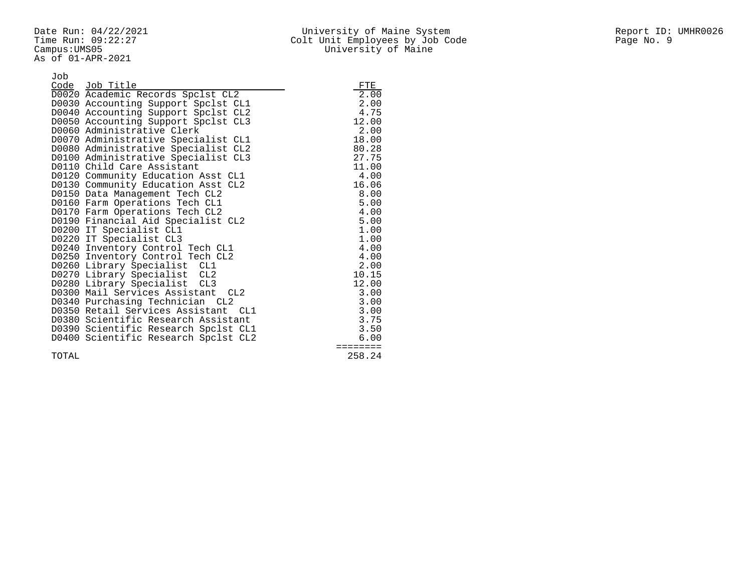Date Run: 04/22/2021
Time Run: 09:22:27
Campus:UMS05
As of 01-APR-2021

University of Maine System
Colt Unit Employees by Job Code
University of Maine

Report ID: UMHR0026

| Job Code | Job Title | FTE |
|---|---|---|
| D0020 | Academic Records Spclst CL2 | 2.00 |
| D0030 | Accounting Support Spclst CL1 | 2.00 |
| D0040 | Accounting Support Spclst CL2 | 4.75 |
| D0050 | Accounting Support Spclst CL3 | 12.00 |
| D0060 | Administrative Clerk | 2.00 |
| D0070 | Administrative Specialist CL1 | 18.00 |
| D0080 | Administrative Specialist CL2 | 80.28 |
| D0100 | Administrative Specialist CL3 | 27.75 |
| D0110 | Child Care Assistant | 11.00 |
| D0120 | Community Education Asst CL1 | 4.00 |
| D0130 | Community Education Asst CL2 | 16.06 |
| D0150 | Data Management Tech CL2 | 8.00 |
| D0160 | Farm Operations Tech CL1 | 5.00 |
| D0170 | Farm Operations Tech CL2 | 4.00 |
| D0190 | Financial Aid Specialist CL2 | 5.00 |
| D0200 | IT Specialist CL1 | 1.00 |
| D0220 | IT Specialist CL3 | 1.00 |
| D0240 | Inventory Control Tech CL1 | 4.00 |
| D0250 | Inventory Control Tech CL2 | 4.00 |
| D0260 | Library Specialist CL1 | 2.00 |
| D0270 | Library Specialist CL2 | 10.15 |
| D0280 | Library Specialist CL3 | 12.00 |
| D0300 | Mail Services Assistant CL2 | 3.00 |
| D0340 | Purchasing Technician CL2 | 3.00 |
| D0350 | Retail Services Assistant CL1 | 3.00 |
| D0380 | Scientific Research Assistant | 3.75 |
| D0390 | Scientific Research Spclst CL1 | 3.50 |
| D0400 | Scientific Research Spclst CL2 | 6.00 |
| TOTAL | | 258.24 |